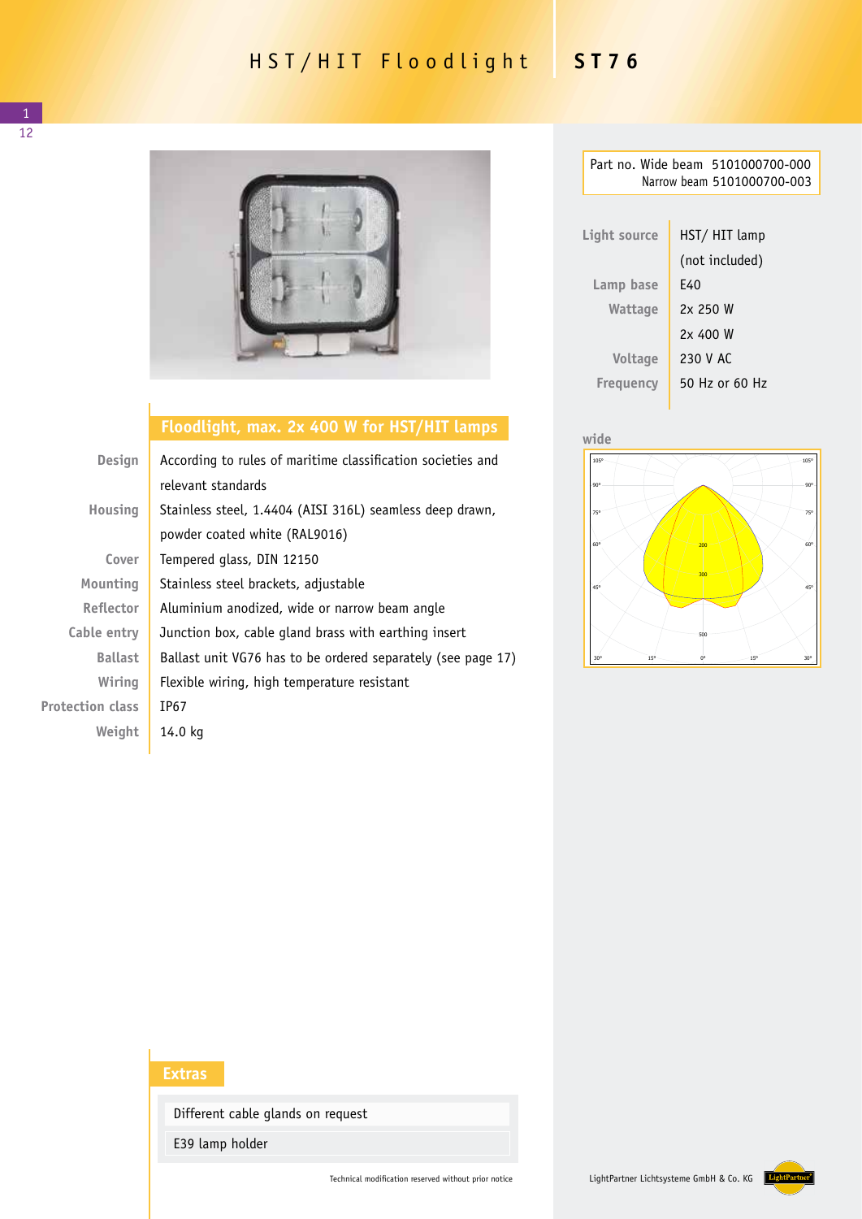# HST/HIT Floodlight ST76

| Part no. | |
|---|---|
| Wide beam | 5101000700-000 |
| Narrow beam | 5101000700-003 |

| | |
|---|---|
| Light source | HST/ HIT lamp (not included) |
| Lamp base | E40 |
| Wattage | 2x 250 W<br>2x 400 W |
| Voltage | 230 V AC |
| Frequency | 50 Hz or 60 Hz |

wide

## Floodlight, max. 2x 400 W for HST/HIT lamps

| | |
|---|---|
| Design | According to rules of maritime classification societies and relevant standards |
| Housing | Stainless steel, 1.4404 (AISI 316L) seamless deep drawn, powder coated white (RAL9016) |
| Cover | Tempered glass, DIN 12150 |
| Mounting | Stainless steel brackets, adjustable |
| Reflector | Aluminium anodized, wide or narrow beam angle |
| Cable entry | Junction box, cable gland brass with earthing insert |
| Ballast | Ballast unit VG76 has to be ordered separately (see page 17) |
| Wiring | Flexible wiring, high temperature resistant |
| Protection class | IP67 |
| Weight | 14.0 kg |

## Extras

- Different cable glands on request
- E39 lamp holder

Technical modification reserved without prior notice

LightPartner Lichtsysteme GmbH & Co. KG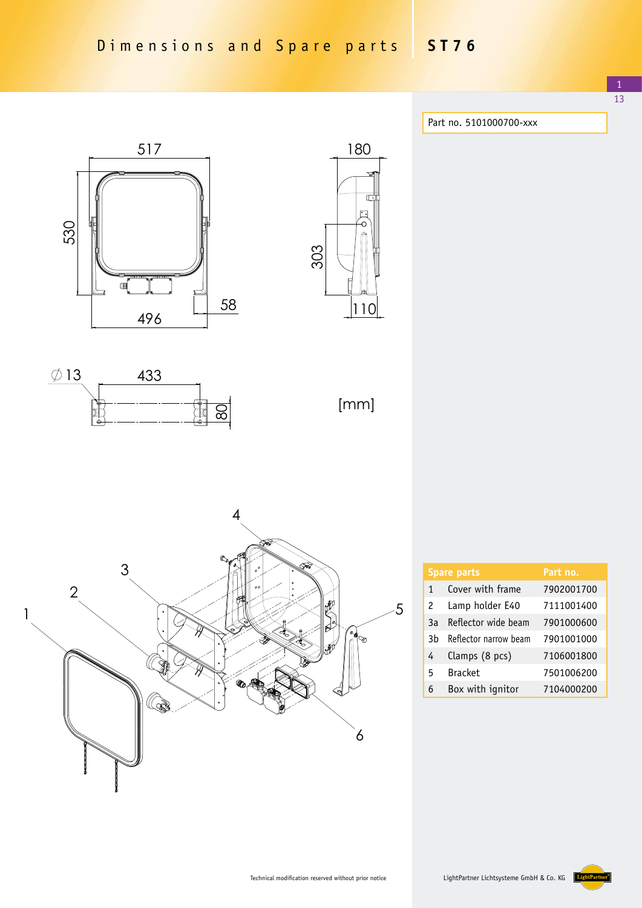# Dimensions and Spare parts ST76

Part no. 5101000700-xxx

517

530

58

496

180

303

110

∅13

433

80

[mm]

1

2

3

4

5

6

| Spare parts | | Part no. |
|---|---|---|
| 1 | Cover with frame | 7902001700 |
| 2 | Lamp holder E40 | 7111001400 |
| 3a | Reflector wide beam | 7901000600 |
| 3b | Reflector narrow beam | 7901001000 |
| 4 | Clamps (8 pcs) | 7106001800 |
| 5 | Bracket | 7501006200 |
| 6 | Box with ignitor | 7104000200 |

Technical modification reserved without prior notice

LightPartner Lichtsysteme GmbH & Co. KG